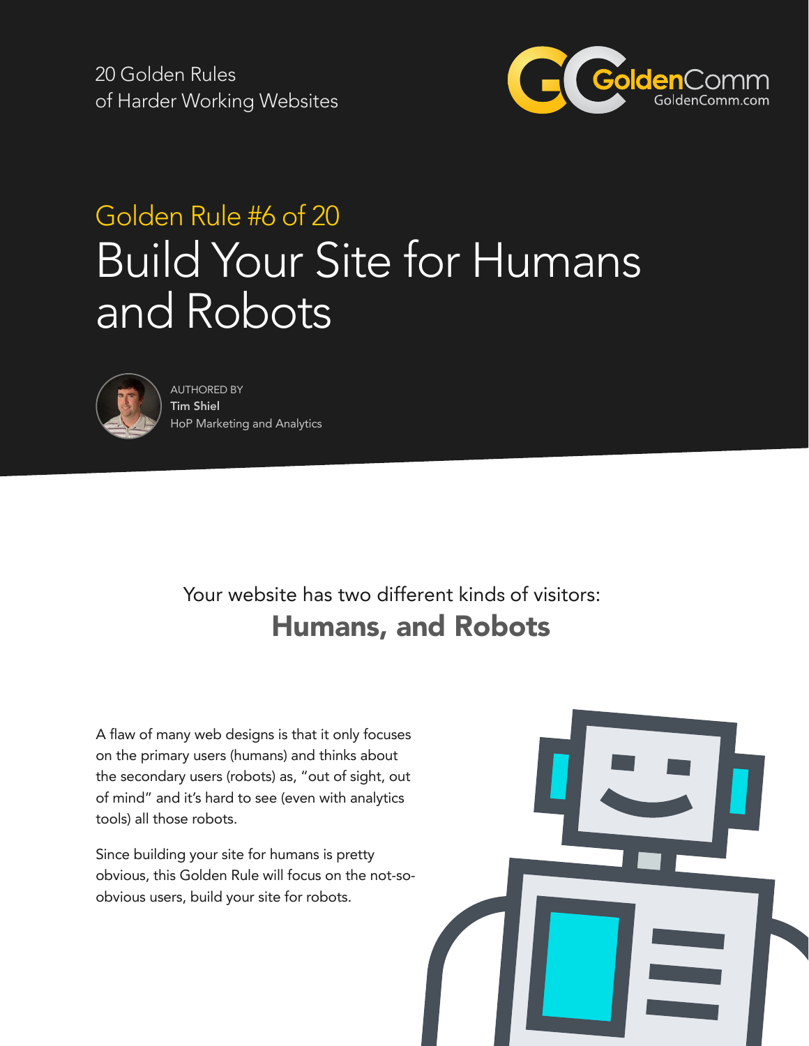20 Golden Rules
of Harder Working Websites

GoldenComm
GoldenComm.com

## Golden Rule #6 of 20

# Build Your Site for Humans and Robots

AUTHORED BY
**Tim Shiel**
HoP Marketing and Analytics

Your website has two different kinds of visitors:
## Humans, and Robots

A flaw of many web designs is that it only focuses on the primary users (humans) and thinks about the secondary users (robots) as, "out of sight, out of mind" and it's hard to see (even with analytics tools) all those robots.

Since building your site for humans is pretty obvious, this Golden Rule will focus on the not-so-obvious users, build your site for robots.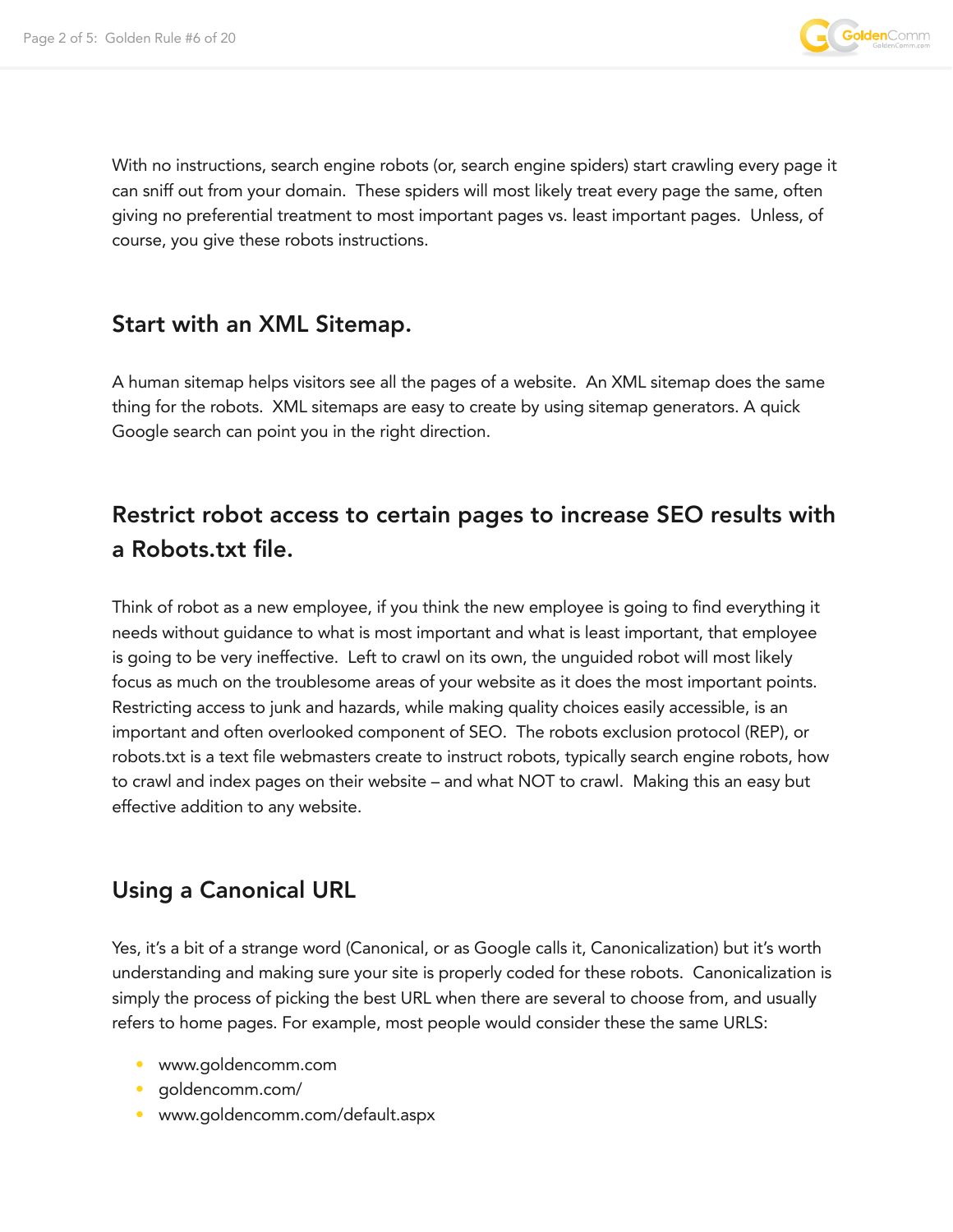With no instructions, search engine robots (or, search engine spiders) start crawling every page it can sniff out from your domain. These spiders will most likely treat every page the same, often giving no preferential treatment to most important pages vs. least important pages. Unless, of course, you give these robots instructions.

## Start with an XML Sitemap.

A human sitemap helps visitors see all the pages of a website. An XML sitemap does the same thing for the robots. XML sitemaps are easy to create by using sitemap generators. A quick Google search can point you in the right direction.

## Restrict robot access to certain pages to increase SEO results with a Robots.txt file.

Think of robot as a new employee, if you think the new employee is going to find everything it needs without guidance to what is most important and what is least important, that employee is going to be very ineffective. Left to crawl on its own, the unguided robot will most likely focus as much on the troublesome areas of your website as it does the most important points. Restricting access to junk and hazards, while making quality choices easily accessible, is an important and often overlooked component of SEO. The robots exclusion protocol (REP), or robots.txt is a text file webmasters create to instruct robots, typically search engine robots, how to crawl and index pages on their website – and what NOT to crawl. Making this an easy but effective addition to any website.

## Using a Canonical URL

Yes, it's a bit of a strange word (Canonical, or as Google calls it, Canonicalization) but it's worth understanding and making sure your site is properly coded for these robots. Canonicalization is simply the process of picking the best URL when there are several to choose from, and usually refers to home pages. For example, most people would consider these the same URLS:

- www.goldencomm.com
- goldencomm.com/
- www.goldencomm.com/default.aspx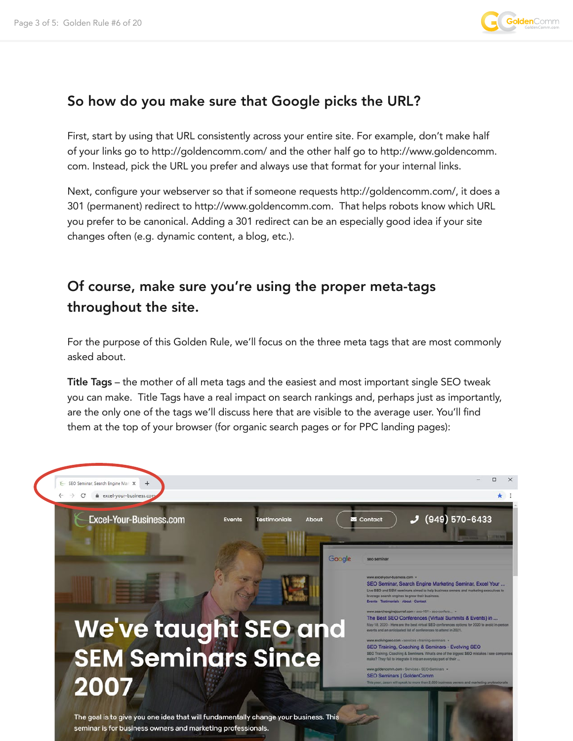## So how do you make sure that Google picks the URL?

First, start by using that URL consistently across your entire site. For example, don't make half of your links go to http://goldencomm.com/ and the other half go to http://www.goldencomm.com. Instead, pick the URL you prefer and always use that format for your internal links.

Next, configure your webserver so that if someone requests http://goldencomm.com/, it does a 301 (permanent) redirect to http://www.goldencomm.com. That helps robots know which URL you prefer to be canonical. Adding a 301 redirect can be an especially good idea if your site changes often (e.g. dynamic content, a blog, etc.).

## Of course, make sure you're using the proper meta-tags throughout the site.

For the purpose of this Golden Rule, we'll focus on the three meta tags that are most commonly asked about.

**Title Tags** – the mother of all meta tags and the easiest and most important single SEO tweak you can make. Title Tags have a real impact on search rankings and, perhaps just as importantly, are the only one of the tags we'll discuss here that are visible to the average user. You'll find them at the top of your browser (for organic search pages or for PPC landing pages):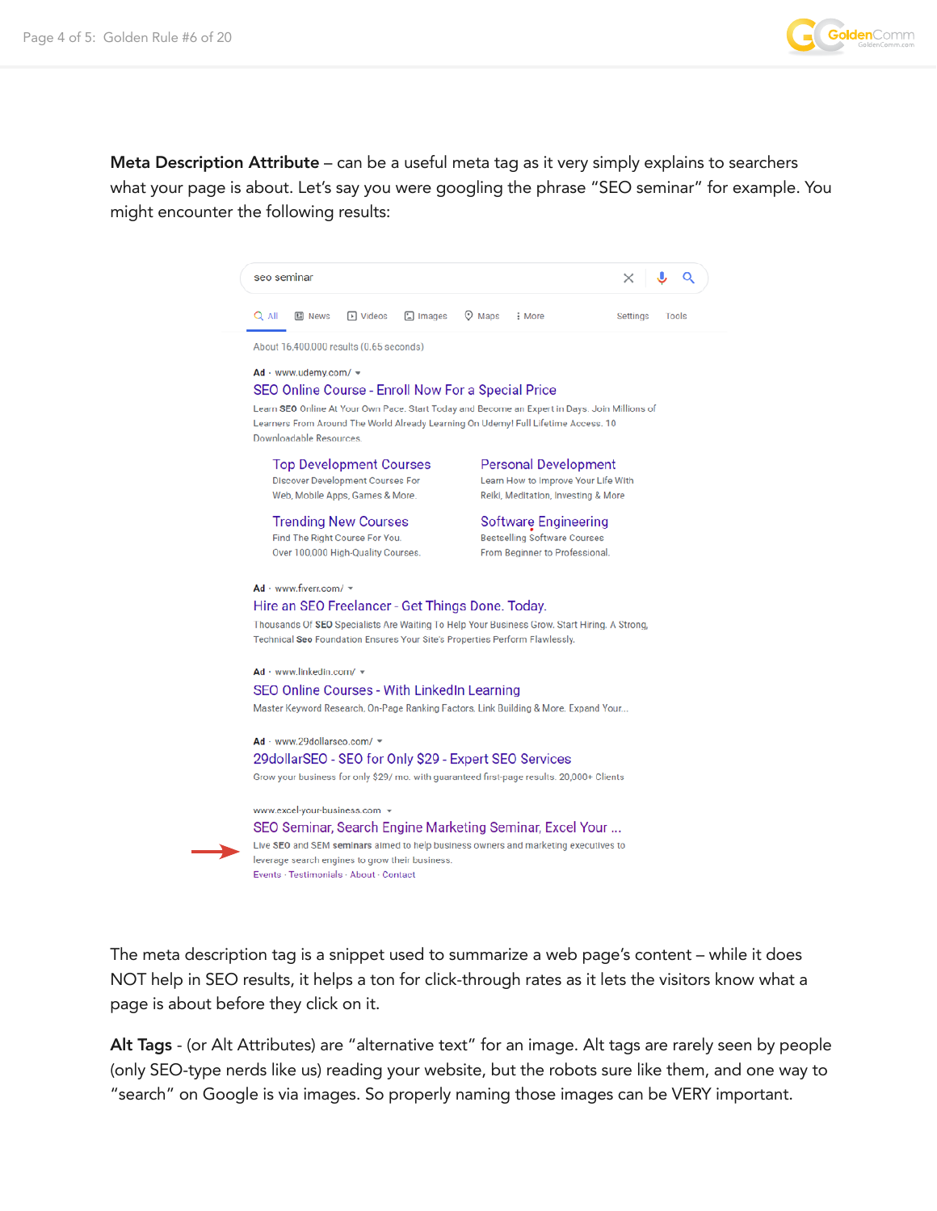**Meta Description Attribute** – can be a useful meta tag as it very simply explains to searchers what your page is about. Let's say you were googling the phrase "SEO seminar" for example. You might encounter the following results:

seo seminar

All | News | Videos | Images | Maps | More | Settings | Tools

About 16,400,000 results (0.65 seconds)

Ad · www.udemy.com/

SEO Online Course - Enroll Now For a Special Price

Learn **SEO** Online At Your Own Pace. Start Today and Become an Expert in Days. Join Millions of Learners From Around The World Already Learning On Udemy! Full Lifetime Access. 10 Downloadable Resources.

Top Development Courses
Discover Development Courses For Web, Mobile Apps, Games & More.

Personal Development
Learn How to Improve Your Life With Reiki, Meditation, Investing & More

Trending New Courses
Find The Right Course For You. Over 100,000 High-Quality Courses.

Software Engineering
Bestselling Software Courses From Beginner to Professional.

Ad · www.fiverr.com/

Hire an SEO Freelancer - Get Things Done. Today.

Thousands Of **SEO** Specialists Are Waiting To Help Your Business Grow. Start Hiring. A Strong, Technical **Seo** Foundation Ensures Your Site's Properties Perform Flawlessly.

Ad · www.linkedin.com/

SEO Online Courses - With LinkedIn Learning

Master Keyword Research, On-Page Ranking Factors, Link Building & More. Expand Your...

Ad · www.29dollarseo.com/

29dollarSEO - SEO for Only $29 - Expert SEO Services

Grow your business for only $29/ mo. with guaranteed first-page results. 20,000+ Clients

www.excel-your-business.com

SEO Seminar, Search Engine Marketing Seminar, Excel Your ...

Live **SEO** and SEM **seminars** aimed to help business owners and marketing executives to leverage search engines to grow their business.

Events · Testimonials · About · Contact

The meta description tag is a snippet used to summarize a web page's content – while it does NOT help in SEO results, it helps a ton for click-through rates as it lets the visitors know what a page is about before they click on it.

**Alt Tags** - (or Alt Attributes) are "alternative text" for an image. Alt tags are rarely seen by people (only SEO-type nerds like us) reading your website, but the robots sure like them, and one way to "search" on Google is via images. So properly naming those images can be VERY important.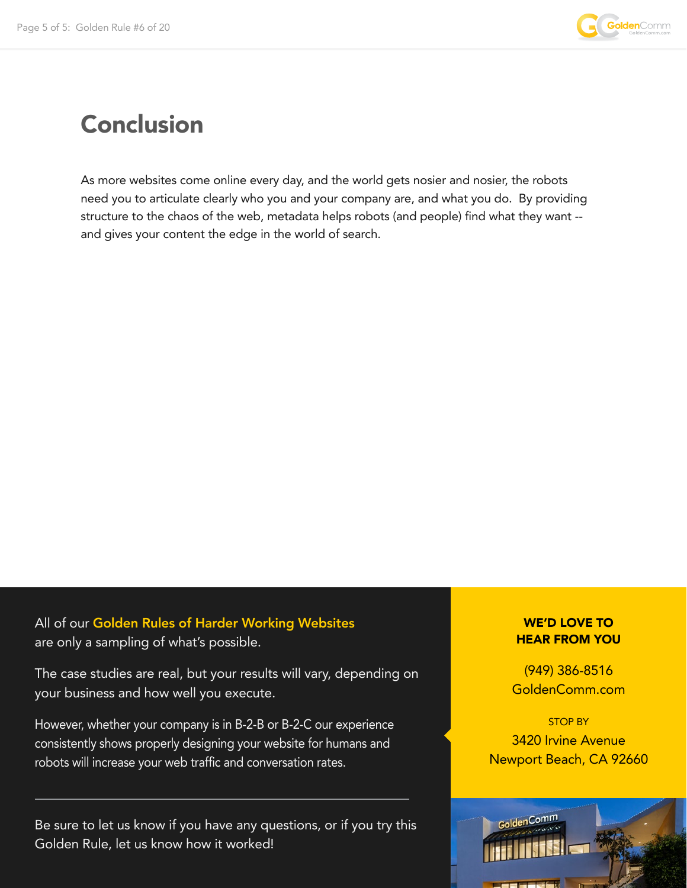# Conclusion

As more websites come online every day, and the world gets nosier and nosier, the robots need you to articulate clearly who you and your company are, and what you do. By providing structure to the chaos of the web, metadata helps robots (and people) find what they want -- and gives your content the edge in the world of search.

All of our **Golden Rules of Harder Working Websites** are only a sampling of what's possible.

The case studies are real, but your results will vary, depending on your business and how well you execute.

However, whether your company is in B-2-B or B-2-C our experience consistently shows properly designing your website for humans and robots will increase your web traffic and conversation rates.

---

Be sure to let us know if you have any questions, or if you try this Golden Rule, let us know how it worked!

**WE'D LOVE TO HEAR FROM YOU**

(949) 386-8516
GoldenComm.com

STOP BY

3420 Irvine Avenue
Newport Beach, CA 92660